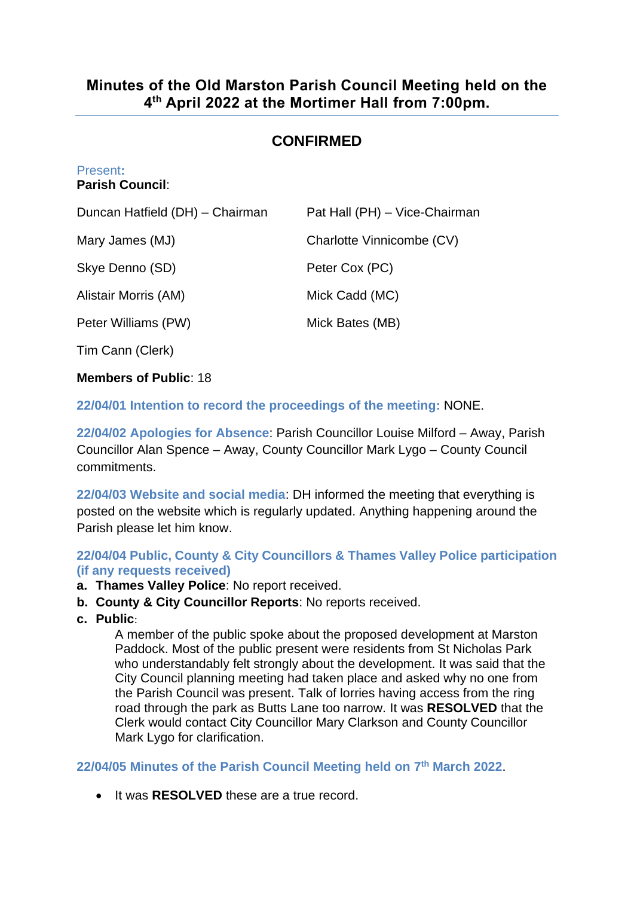# Minutes of the Old Marston Parish Council Meeting held on the 4th April 2022 at the Mortimer Hall from 7:00pm.

## CONFIRMED

Present:
**Parish Council**:

| | |
|---|---|
| Duncan Hatfield (DH) – Chairman | Pat Hall (PH) – Vice-Chairman |
| Mary James (MJ) | Charlotte Vinnicombe (CV) |
| Skye Denno (SD) | Peter Cox (PC) |
| Alistair Morris (AM) | Mick Cadd (MC) |
| Peter Williams (PW) | Mick Bates (MB) |
| Tim Cann (Clerk) | |

**Members of Public**: 18

**22/04/01 Intention to record the proceedings of the meeting:** NONE.

**22/04/02 Apologies for Absence**: Parish Councillor Louise Milford – Away, Parish Councillor Alan Spence – Away, County Councillor Mark Lygo – County Council commitments.

**22/04/03 Website and social media**: DH informed the meeting that everything is posted on the website which is regularly updated. Anything happening around the Parish please let him know.

**22/04/04 Public, County & City Councillors & Thames Valley Police participation (if any requests received)**

a. **Thames Valley Police**: No report received.
b. **County & City Councillor Reports**: No reports received.
c. **Public**:

   A member of the public spoke about the proposed development at Marston Paddock. Most of the public present were residents from St Nicholas Park who understandably felt strongly about the development. It was said that the City Council planning meeting had taken place and asked why no one from the Parish Council was present. Talk of lorries having access from the ring road through the park as Butts Lane too narrow. It was **RESOLVED** that the Clerk would contact City Councillor Mary Clarkson and County Councillor Mark Lygo for clarification.

**22/04/05 Minutes of the Parish Council Meeting held on 7th March 2022**.

- It was **RESOLVED** these are a true record.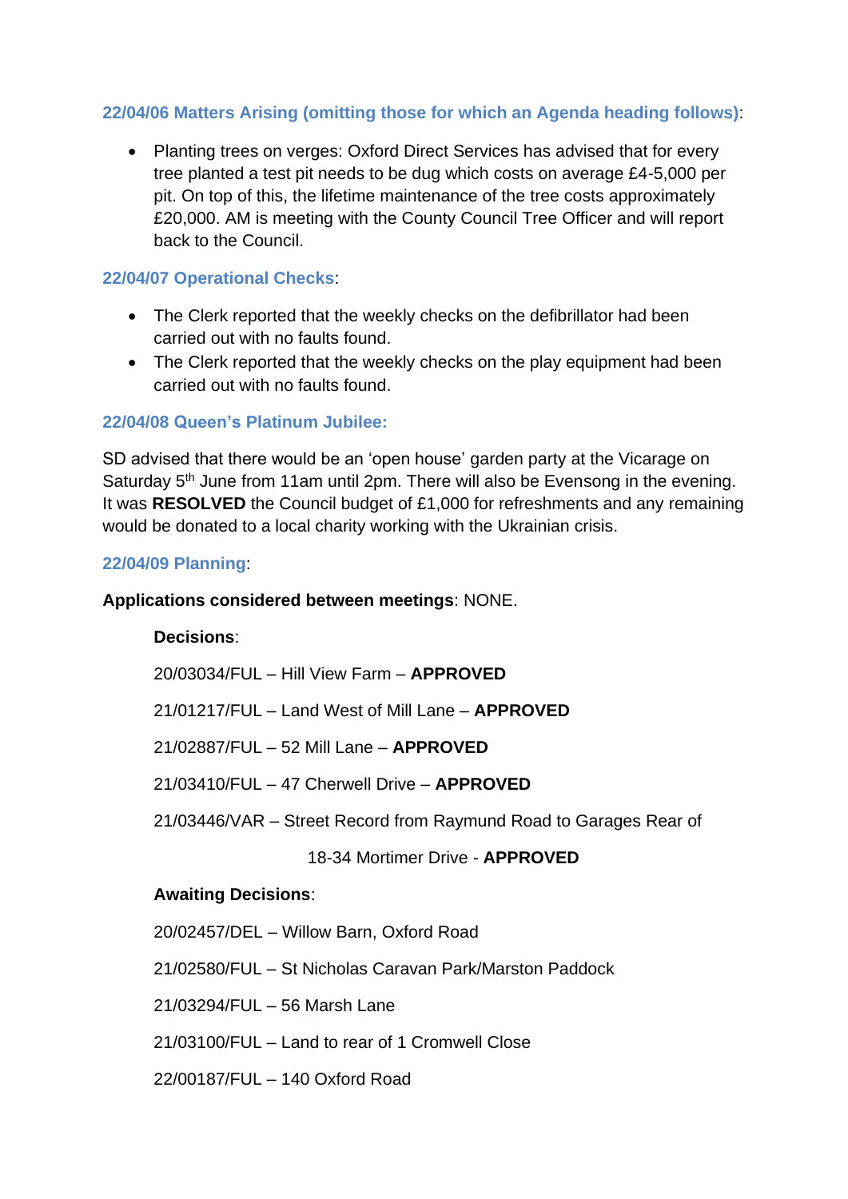**22/04/06 Matters Arising (omitting those for which an Agenda heading follows)**:

- Planting trees on verges: Oxford Direct Services has advised that for every tree planted a test pit needs to be dug which costs on average £4-5,000 per pit. On top of this, the lifetime maintenance of the tree costs approximately £20,000. AM is meeting with the County Council Tree Officer and will report back to the Council.

**22/04/07 Operational Checks**:

- The Clerk reported that the weekly checks on the defibrillator had been carried out with no faults found.
- The Clerk reported that the weekly checks on the play equipment had been carried out with no faults found.

**22/04/08 Queen's Platinum Jubilee:**

SD advised that there would be an 'open house' garden party at the Vicarage on Saturday 5th June from 11am until 2pm. There will also be Evensong in the evening. It was **RESOLVED** the Council budget of £1,000 for refreshments and any remaining would be donated to a local charity working with the Ukrainian crisis.

**22/04/09 Planning**:

**Applications considered between meetings**: NONE.

**Decisions**:

20/03034/FUL – Hill View Farm – **APPROVED**

21/01217/FUL – Land West of Mill Lane – **APPROVED**

21/02887/FUL – 52 Mill Lane – **APPROVED**

21/03410/FUL – 47 Cherwell Drive – **APPROVED**

21/03446/VAR – Street Record from Raymund Road to Garages Rear of 18-34 Mortimer Drive - **APPROVED**

**Awaiting Decisions**:

20/02457/DEL – Willow Barn, Oxford Road

21/02580/FUL – St Nicholas Caravan Park/Marston Paddock

21/03294/FUL – 56 Marsh Lane

21/03100/FUL – Land to rear of 1 Cromwell Close

22/00187/FUL – 140 Oxford Road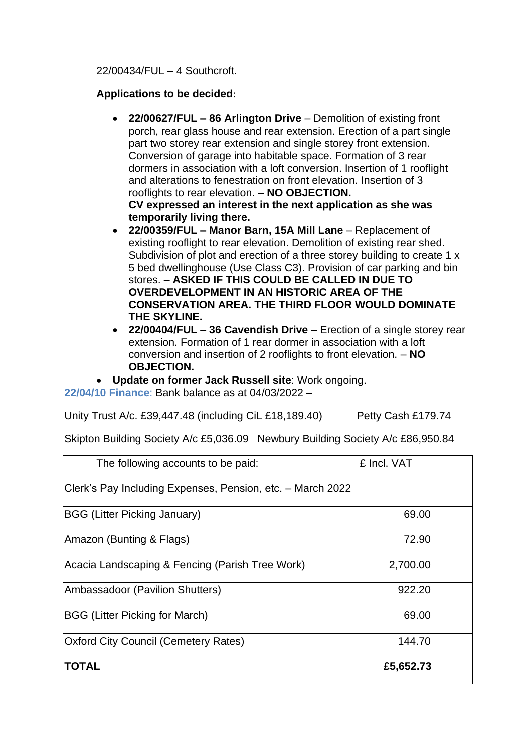22/00434/FUL – 4 Southcroft.

**Applications to be decided**:

- **22/00627/FUL – 86 Arlington Drive** – Demolition of existing front porch, rear glass house and rear extension. Erection of a part single part two storey rear extension and single storey front extension. Conversion of garage into habitable space. Formation of 3 rear dormers in association with a loft conversion. Insertion of 1 rooflight and alterations to fenestration on front elevation. Insertion of 3 rooflights to rear elevation. – **NO OBJECTION.**
  **CV expressed an interest in the next application as she was temporarily living there.**
- **22/00359/FUL – Manor Barn, 15A Mill Lane** – Replacement of existing rooflight to rear elevation. Demolition of existing rear shed. Subdivision of plot and erection of a three storey building to create 1 x 5 bed dwellinghouse (Use Class C3). Provision of car parking and bin stores. – **ASKED IF THIS COULD BE CALLED IN DUE TO OVERDEVELOPMENT IN AN HISTORIC AREA OF THE CONSERVATION AREA. THE THIRD FLOOR WOULD DOMINATE THE SKYLINE.**
- **22/00404/FUL – 36 Cavendish Drive** – Erection of a single storey rear extension. Formation of 1 rear dormer in association with a loft conversion and insertion of 2 rooflights to front elevation. – **NO OBJECTION.**

- **Update on former Jack Russell site**: Work ongoing.

**22/04/10 Finance**: Bank balance as at 04/03/2022 –

Unity Trust A/c. £39,447.48 (including CiL £18,189.40)     Petty Cash £179.74

Skipton Building Society A/c £5,036.09   Newbury Building Society A/c £86,950.84

| The following accounts to be paid: | £ Incl. VAT |
|---|---|
| Clerk's Pay Including Expenses, Pension, etc. – March 2022 | |
| BGG (Litter Picking January) | 69.00 |
| Amazon (Bunting & Flags) | 72.90 |
| Acacia Landscaping & Fencing (Parish Tree Work) | 2,700.00 |
| Ambassadoor (Pavilion Shutters) | 922.20 |
| BGG (Litter Picking for March) | 69.00 |
| Oxford City Council (Cemetery Rates) | 144.70 |
| **TOTAL** | **£5,652.73** |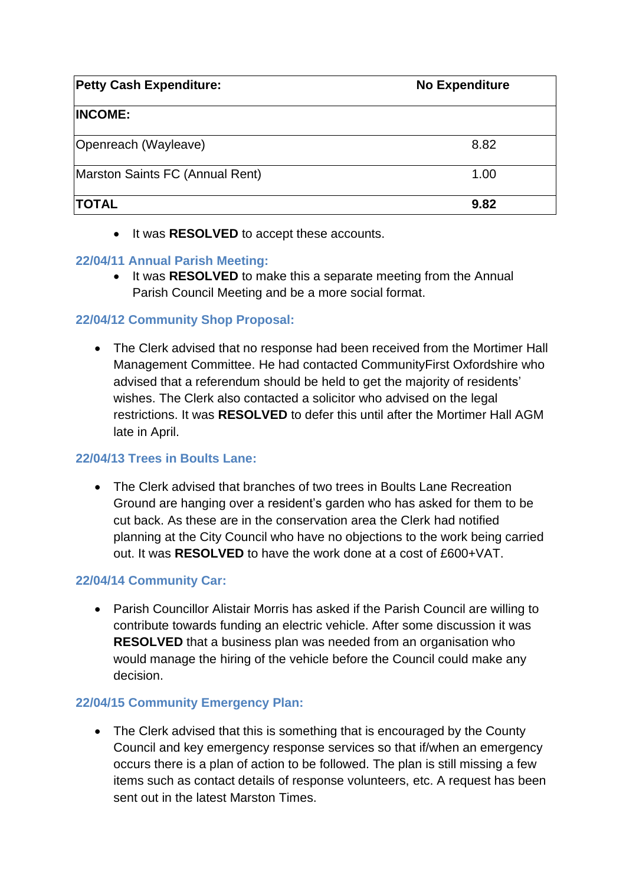| Petty Cash Expenditure: | No Expenditure |
|---|---|
| **INCOME:** | |
| Openreach (Wayleave) | 8.82 |
| Marston Saints FC (Annual Rent) | 1.00 |
| **TOTAL** | **9.82** |

- It was **RESOLVED** to accept these accounts.

### 22/04/11 Annual Parish Meeting:

- It was **RESOLVED** to make this a separate meeting from the Annual Parish Council Meeting and be a more social format.

### 22/04/12 Community Shop Proposal:

- The Clerk advised that no response had been received from the Mortimer Hall Management Committee. He had contacted CommunityFirst Oxfordshire who advised that a referendum should be held to get the majority of residents' wishes. The Clerk also contacted a solicitor who advised on the legal restrictions. It was **RESOLVED** to defer this until after the Mortimer Hall AGM late in April.

### 22/04/13 Trees in Boults Lane:

- The Clerk advised that branches of two trees in Boults Lane Recreation Ground are hanging over a resident's garden who has asked for them to be cut back. As these are in the conservation area the Clerk had notified planning at the City Council who have no objections to the work being carried out. It was **RESOLVED** to have the work done at a cost of £600+VAT.

### 22/04/14 Community Car:

- Parish Councillor Alistair Morris has asked if the Parish Council are willing to contribute towards funding an electric vehicle. After some discussion it was **RESOLVED** that a business plan was needed from an organisation who would manage the hiring of the vehicle before the Council could make any decision.

### 22/04/15 Community Emergency Plan:

- The Clerk advised that this is something that is encouraged by the County Council and key emergency response services so that if/when an emergency occurs there is a plan of action to be followed. The plan is still missing a few items such as contact details of response volunteers, etc. A request has been sent out in the latest Marston Times.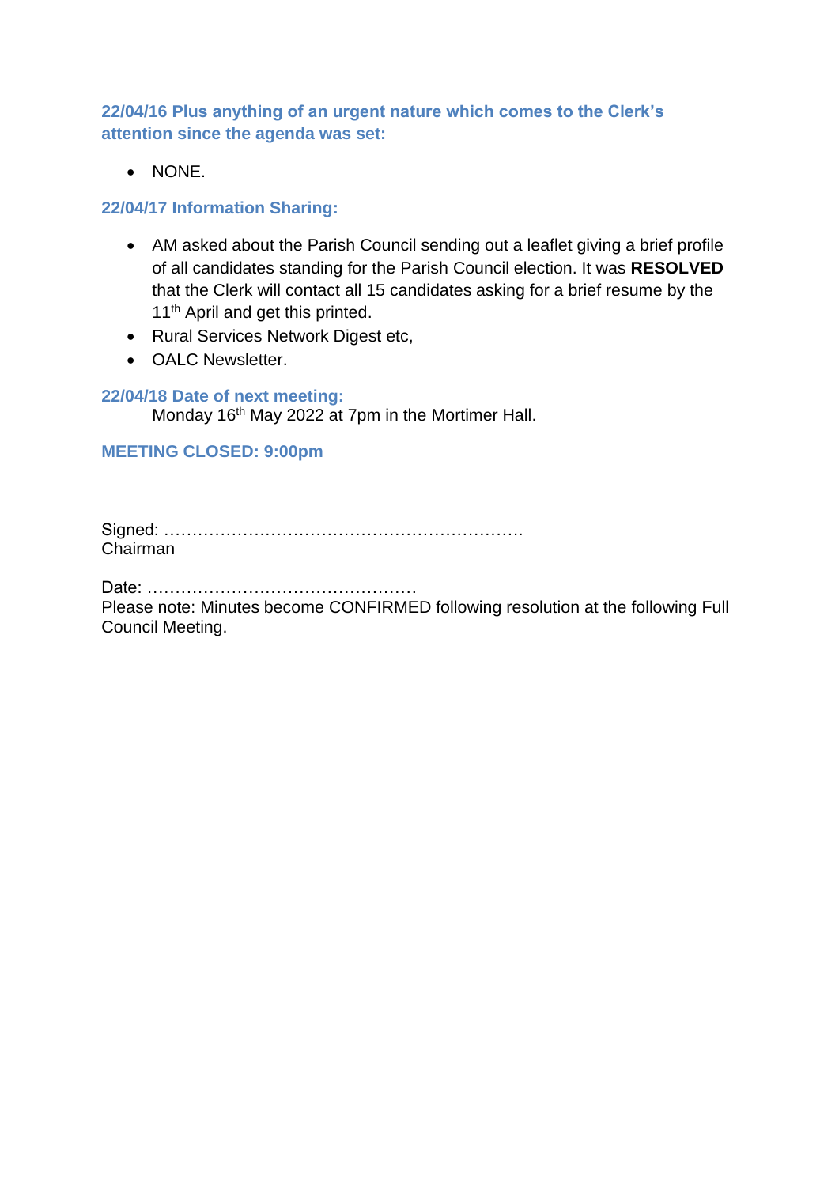### 22/04/16 Plus anything of an urgent nature which comes to the Clerk's attention since the agenda was set:

- NONE.

### 22/04/17 Information Sharing:

- AM asked about the Parish Council sending out a leaflet giving a brief profile of all candidates standing for the Parish Council election. It was **RESOLVED** that the Clerk will contact all 15 candidates asking for a brief resume by the 11th April and get this printed.
- Rural Services Network Digest etc,
- OALC Newsletter.

### 22/04/18 Date of next meeting:

Monday 16th May 2022 at 7pm in the Mortimer Hall.

### MEETING CLOSED: 9:00pm

Signed: ……………………………………………………….
Chairman

Date: …………………………………………
Please note: Minutes become CONFIRMED following resolution at the following Full Council Meeting.